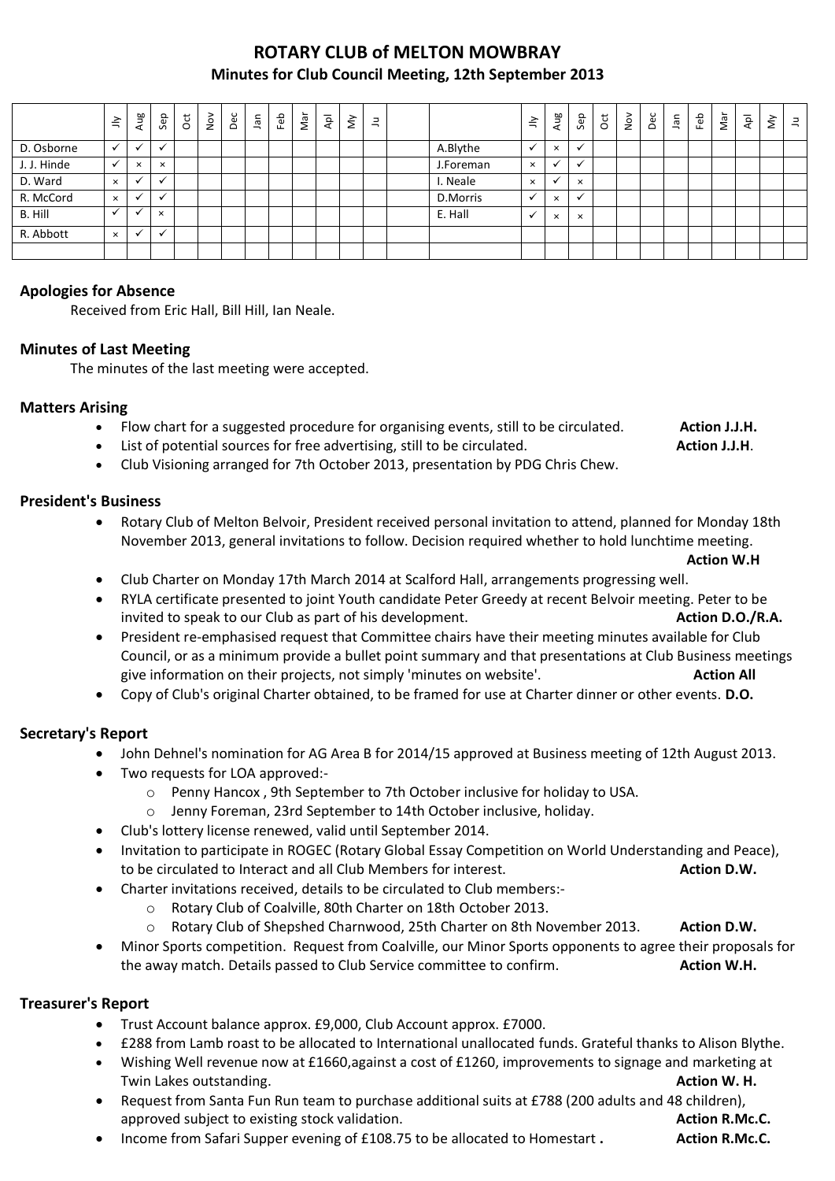# ROTARY CLUB of MELTON MOWBRAY

## Minutes for Club Council Meeting, 12th September 2013

| | Jly | Aug | Sep | Oct | Nov | Dec | Jan | Feb | Mar | Apl | My | Ju | | | Jly | Aug | Sep | Oct | Nov | Dec | Jan | Feb | Mar | Apl | My | Ju |
|---|---|---|---|---|---|---|---|---|---|---|---|---|---|---|---|---|---|---|---|---|---|---|---|---|---|---|
| D. Osborne | ✓ | ✓ | ✓ | | | | | | | | | | | A.Blythe | ✓ | × | ✓ | | | | | | | | | |
| J. J. Hinde | ✓ | × | × | | | | | | | | | | | J.Foreman | × | ✓ | ✓ | | | | | | | | | |
| D. Ward | × | ✓ | ✓ | | | | | | | | | | | I. Neale | × | ✓ | × | | | | | | | | | |
| R. McCord | × | ✓ | ✓ | | | | | | | | | | | D.Morris | ✓ | × | ✓ | | | | | | | | | |
| B. Hill | ✓ | ✓ | × | | | | | | | | | | | E. Hall | ✓ | × | × | | | | | | | | | |
| R. Abbott | × | ✓ | ✓ | | | | | | | | | | | | | | | | | | | | | | | |

### Apologies for Absence

Received from Eric Hall, Bill Hill, Ian Neale.

### Minutes of Last Meeting

The minutes of the last meeting were accepted.

### Matters Arising

- Flow chart for a suggested procedure for organising events, still to be circulated. **Action J.J.H.**
- List of potential sources for free advertising, still to be circulated. **Action J.J.H**.
- Club Visioning arranged for 7th October 2013, presentation by PDG Chris Chew.

### President's Business

- Rotary Club of Melton Belvoir, President received personal invitation to attend, planned for Monday 18th November 2013, general invitations to follow. Decision required whether to hold lunchtime meeting. **Action W.H**
- Club Charter on Monday 17th March 2014 at Scalford Hall, arrangements progressing well.
- RYLA certificate presented to joint Youth candidate Peter Greedy at recent Belvoir meeting. Peter to be invited to speak to our Club as part of his development. **Action D.O./R.A.**
- President re-emphasised request that Committee chairs have their meeting minutes available for Club Council, or as a minimum provide a bullet point summary and that presentations at Club Business meetings give information on their projects, not simply 'minutes on website'. **Action All**
- Copy of Club's original Charter obtained, to be framed for use at Charter dinner or other events. **D.O.**

### Secretary's Report

- John Dehnel's nomination for AG Area B for 2014/15 approved at Business meeting of 12th August 2013.
- Two requests for LOA approved:-
    - Penny Hancox , 9th September to 7th October inclusive for holiday to USA.
    - Jenny Foreman, 23rd September to 14th October inclusive, holiday.
- Club's lottery license renewed, valid until September 2014.
- Invitation to participate in ROGEC (Rotary Global Essay Competition on World Understanding and Peace), to be circulated to Interact and all Club Members for interest. **Action D.W.**
- Charter invitations received, details to be circulated to Club members:-
    - Rotary Club of Coalville, 80th Charter on 18th October 2013.
    - Rotary Club of Shepshed Charnwood, 25th Charter on 8th November 2013. **Action D.W.**
- Minor Sports competition. Request from Coalville, our Minor Sports opponents to agree their proposals for the away match. Details passed to Club Service committee to confirm. **Action W.H.**

### Treasurer's Report

- Trust Account balance approx. £9,000, Club Account approx. £7000.
- £288 from Lamb roast to be allocated to International unallocated funds. Grateful thanks to Alison Blythe.
- Wishing Well revenue now at £1660,against a cost of £1260, improvements to signage and marketing at Twin Lakes outstanding. **Action W. H.**
- Request from Santa Fun Run team to purchase additional suits at £788 (200 adults and 48 children), approved subject to existing stock validation. **Action R.Mc.C.**
- Income from Safari Supper evening of £108.75 to be allocated to Homestart **.** **Action R.Mc.C.**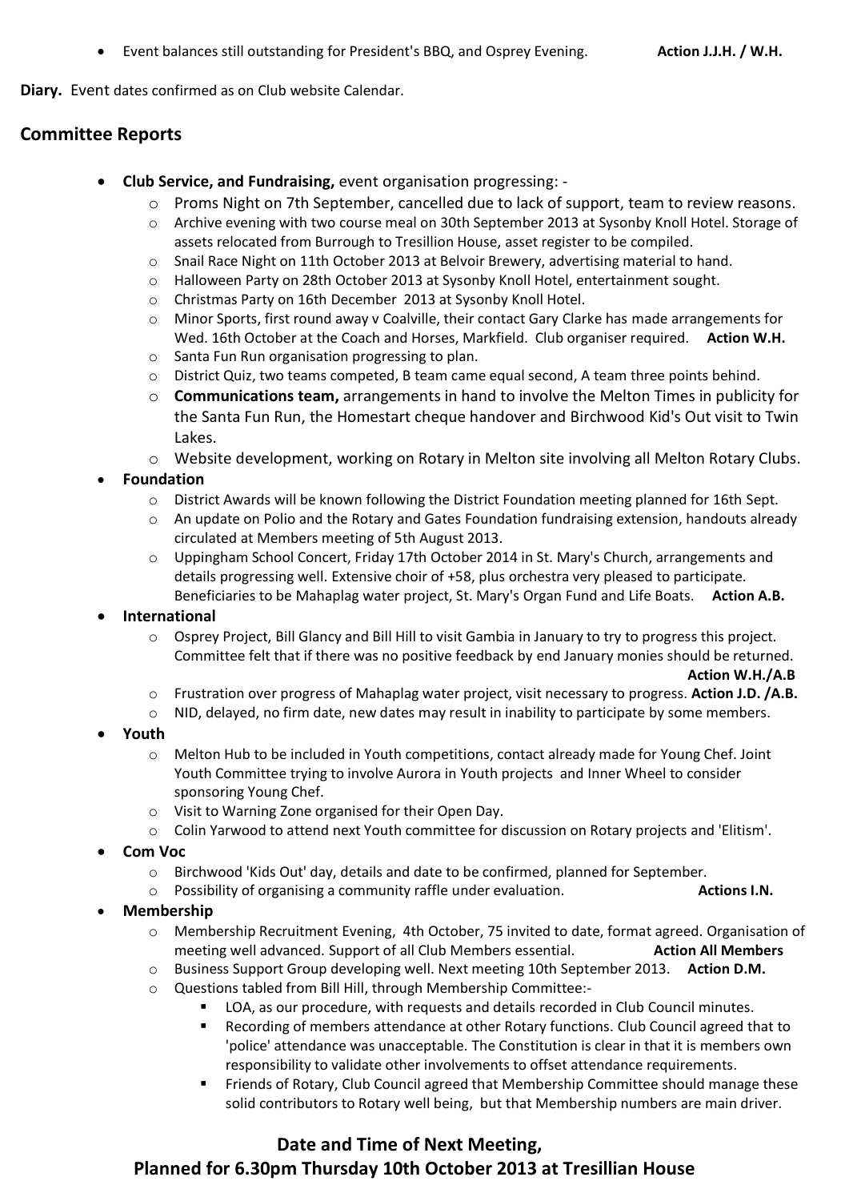- Event balances still outstanding for President's BBQ, and Osprey Evening. **Action J.J.H. / W.H.**

**Diary.** Event dates confirmed as on Club website Calendar.

## Committee Reports

- **Club Service, and Fundraising,** event organisation progressing: -
  - Proms Night on 7th September, cancelled due to lack of support, team to review reasons.
  - Archive evening with two course meal on 30th September 2013 at Sysonby Knoll Hotel. Storage of assets relocated from Burrough to Tresillion House, asset register to be compiled.
  - Snail Race Night on 11th October 2013 at Belvoir Brewery, advertising material to hand.
  - Halloween Party on 28th October 2013 at Sysonby Knoll Hotel, entertainment sought.
  - Christmas Party on 16th December 2013 at Sysonby Knoll Hotel.
  - Minor Sports, first round away v Coalville, their contact Gary Clarke has made arrangements for Wed. 16th October at the Coach and Horses, Markfield. Club organiser required. **Action W.H.**
  - Santa Fun Run organisation progressing to plan.
  - District Quiz, two teams competed, B team came equal second, A team three points behind.
  - **Communications team,** arrangements in hand to involve the Melton Times in publicity for the Santa Fun Run, the Homestart cheque handover and Birchwood Kid's Out visit to Twin Lakes.
  - Website development, working on Rotary in Melton site involving all Melton Rotary Clubs.
- **Foundation**
  - District Awards will be known following the District Foundation meeting planned for 16th Sept.
  - An update on Polio and the Rotary and Gates Foundation fundraising extension, handouts already circulated at Members meeting of 5th August 2013.
  - Uppingham School Concert, Friday 17th October 2014 in St. Mary's Church, arrangements and details progressing well. Extensive choir of +58, plus orchestra very pleased to participate. Beneficiaries to be Mahaplag water project, St. Mary's Organ Fund and Life Boats. **Action A.B.**
- **International**
  - Osprey Project, Bill Glancy and Bill Hill to visit Gambia in January to try to progress this project. Committee felt that if there was no positive feedback by end January monies should be returned. **Action W.H./A.B**
  - Frustration over progress of Mahaplag water project, visit necessary to progress. **Action J.D. /A.B.**
  - NID, delayed, no firm date, new dates may result in inability to participate by some members.
- **Youth**
  - Melton Hub to be included in Youth competitions, contact already made for Young Chef. Joint Youth Committee trying to involve Aurora in Youth projects and Inner Wheel to consider sponsoring Young Chef.
  - Visit to Warning Zone organised for their Open Day.
  - Colin Yarwood to attend next Youth committee for discussion on Rotary projects and 'Elitism'.
- **Com Voc**
  - Birchwood 'Kids Out' day, details and date to be confirmed, planned for September.
  - Possibility of organising a community raffle under evaluation. **Actions I.N.**
- **Membership**
  - Membership Recruitment Evening, 4th October, 75 invited to date, format agreed. Organisation of meeting well advanced. Support of all Club Members essential. **Action All Members**
  - Business Support Group developing well. Next meeting 10th September 2013. **Action D.M.**
  - Questions tabled from Bill Hill, through Membership Committee:-
    - LOA, as our procedure, with requests and details recorded in Club Council minutes.
    - Recording of members attendance at other Rotary functions. Club Council agreed that to 'police' attendance was unacceptable. The Constitution is clear in that it is members own responsibility to validate other involvements to offset attendance requirements.
    - Friends of Rotary, Club Council agreed that Membership Committee should manage these solid contributors to Rotary well being, but that Membership numbers are main driver.

**Date and Time of Next Meeting,**
**Planned for 6.30pm Thursday 10th October 2013 at Tresillian House**